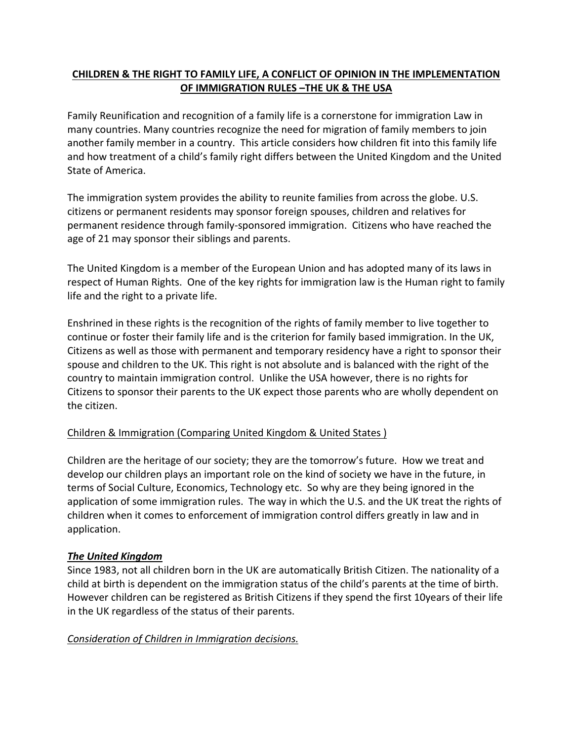# CHILDREN & THE RIGHT TO FAMILY LIFE, A CONFLICT OF OPINION IN THE IMPLEMENTATION OF IMMIGRATION RULES –THE UK & THE USA

Family Reunification and recognition of a family life is a cornerstone for immigration Law in many countries. Many countries recognize the need for migration of family members to join another family member in a country. This article considers how children fit into this family life and how treatment of a child's family right differs between the United Kingdom and the United State of America.

The immigration system provides the ability to reunite families from across the globe. U.S. citizens or permanent residents may sponsor foreign spouses, children and relatives for permanent residence through family-sponsored immigration. Citizens who have reached the age of 21 may sponsor their siblings and parents.

The United Kingdom is a member of the European Union and has adopted many of its laws in respect of Human Rights. One of the key rights for immigration law is the Human right to family life and the right to a private life.

Enshrined in these rights is the recognition of the rights of family member to live together to continue or foster their family life and is the criterion for family based immigration. In the UK, Citizens as well as those with permanent and temporary residency have a right to sponsor their spouse and children to the UK. This right is not absolute and is balanced with the right of the country to maintain immigration control. Unlike the USA however, there is no rights for Citizens to sponsor their parents to the UK expect those parents who are wholly dependent on the citizen.

## Children & Immigration (Comparing United Kingdom & United States )

Children are the heritage of our society; they are the tomorrow's future. How we treat and develop our children plays an important role on the kind of society we have in the future, in terms of Social Culture, Economics, Technology etc. So why are they being ignored in the application of some immigration rules. The way in which the U.S. and the UK treat the rights of children when it comes to enforcement of immigration control differs greatly in law and in application.

### ***The United Kingdom***

Since 1983, not all children born in the UK are automatically British Citizen. The nationality of a child at birth is dependent on the immigration status of the child's parents at the time of birth. However children can be registered as British Citizens if they spend the first 10years of their life in the UK regardless of the status of their parents.

#### *Consideration of Children in Immigration decisions.*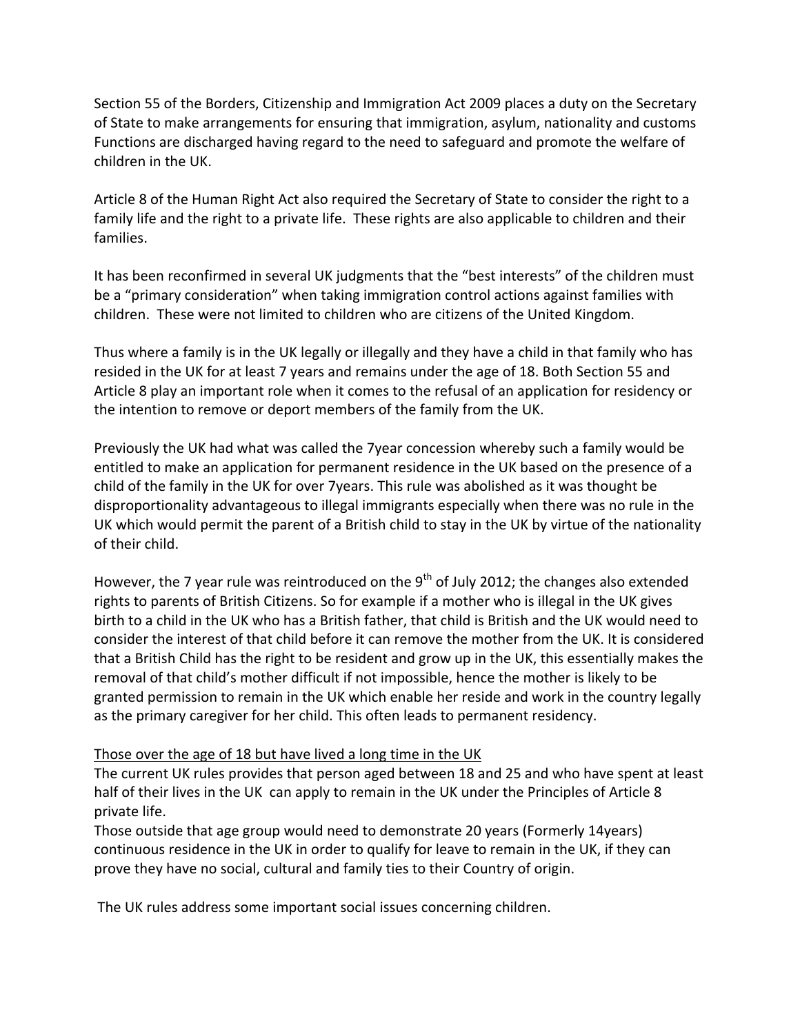Section 55 of the Borders, Citizenship and Immigration Act 2009 places a duty on the Secretary of State to make arrangements for ensuring that immigration, asylum, nationality and customs Functions are discharged having regard to the need to safeguard and promote the welfare of children in the UK.

Article 8 of the Human Right Act also required the Secretary of State to consider the right to a family life and the right to a private life. These rights are also applicable to children and their families.

It has been reconfirmed in several UK judgments that the "best interests" of the children must be a "primary consideration" when taking immigration control actions against families with children. These were not limited to children who are citizens of the United Kingdom.

Thus where a family is in the UK legally or illegally and they have a child in that family who has resided in the UK for at least 7 years and remains under the age of 18. Both Section 55 and Article 8 play an important role when it comes to the refusal of an application for residency or the intention to remove or deport members of the family from the UK.

Previously the UK had what was called the 7year concession whereby such a family would be entitled to make an application for permanent residence in the UK based on the presence of a child of the family in the UK for over 7years. This rule was abolished as it was thought be disproportionality advantageous to illegal immigrants especially when there was no rule in the UK which would permit the parent of a British child to stay in the UK by virtue of the nationality of their child.

However, the 7 year rule was reintroduced on the 9th of July 2012; the changes also extended rights to parents of British Citizens. So for example if a mother who is illegal in the UK gives birth to a child in the UK who has a British father, that child is British and the UK would need to consider the interest of that child before it can remove the mother from the UK. It is considered that a British Child has the right to be resident and grow up in the UK, this essentially makes the removal of that child's mother difficult if not impossible, hence the mother is likely to be granted permission to remain in the UK which enable her reside and work in the country legally as the primary caregiver for her child. This often leads to permanent residency.

<u>Those over the age of 18 but have lived a long time in the UK</u>

The current UK rules provides that person aged between 18 and 25 and who have spent at least half of their lives in the UK can apply to remain in the UK under the Principles of Article 8 private life.

Those outside that age group would need to demonstrate 20 years (Formerly 14years) continuous residence in the UK in order to qualify for leave to remain in the UK, if they can prove they have no social, cultural and family ties to their Country of origin.

The UK rules address some important social issues concerning children.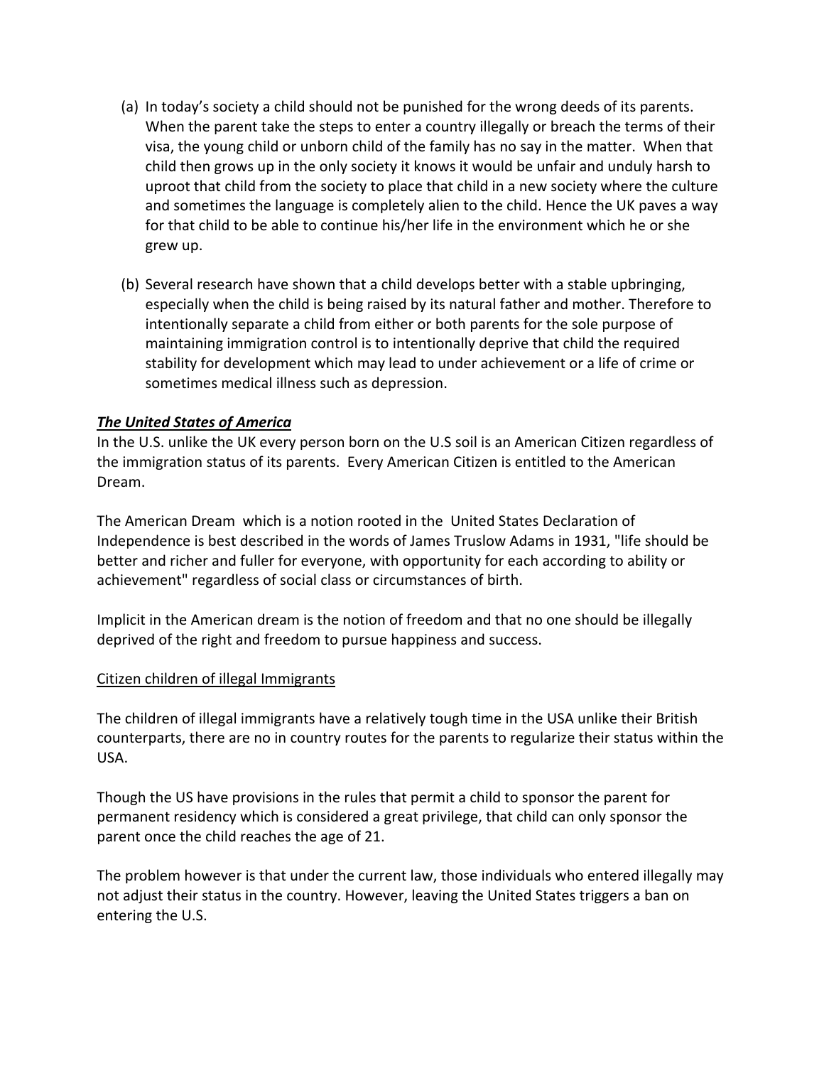(a) In today's society a child should not be punished for the wrong deeds of its parents. When the parent take the steps to enter a country illegally or breach the terms of their visa, the young child or unborn child of the family has no say in the matter. When that child then grows up in the only society it knows it would be unfair and unduly harsh to uproot that child from the society to place that child in a new society where the culture and sometimes the language is completely alien to the child. Hence the UK paves a way for that child to be able to continue his/her life in the environment which he or she grew up.

(b) Several research have shown that a child develops better with a stable upbringing, especially when the child is being raised by its natural father and mother. Therefore to intentionally separate a child from either or both parents for the sole purpose of maintaining immigration control is to intentionally deprive that child the required stability for development which may lead to under achievement or a life of crime or sometimes medical illness such as depression.

***<u>The United States of America</u>***

In the U.S. unlike the UK every person born on the U.S soil is an American Citizen regardless of the immigration status of its parents. Every American Citizen is entitled to the American Dream.

The American Dream which is a notion rooted in the United States Declaration of Independence is best described in the words of James Truslow Adams in 1931, "life should be better and richer and fuller for everyone, with opportunity for each according to ability or achievement" regardless of social class or circumstances of birth.

Implicit in the American dream is the notion of freedom and that no one should be illegally deprived of the right and freedom to pursue happiness and success.

<u>Citizen children of illegal Immigrants</u>

The children of illegal immigrants have a relatively tough time in the USA unlike their British counterparts, there are no in country routes for the parents to regularize their status within the USA.

Though the US have provisions in the rules that permit a child to sponsor the parent for permanent residency which is considered a great privilege, that child can only sponsor the parent once the child reaches the age of 21.

The problem however is that under the current law, those individuals who entered illegally may not adjust their status in the country. However, leaving the United States triggers a ban on entering the U.S.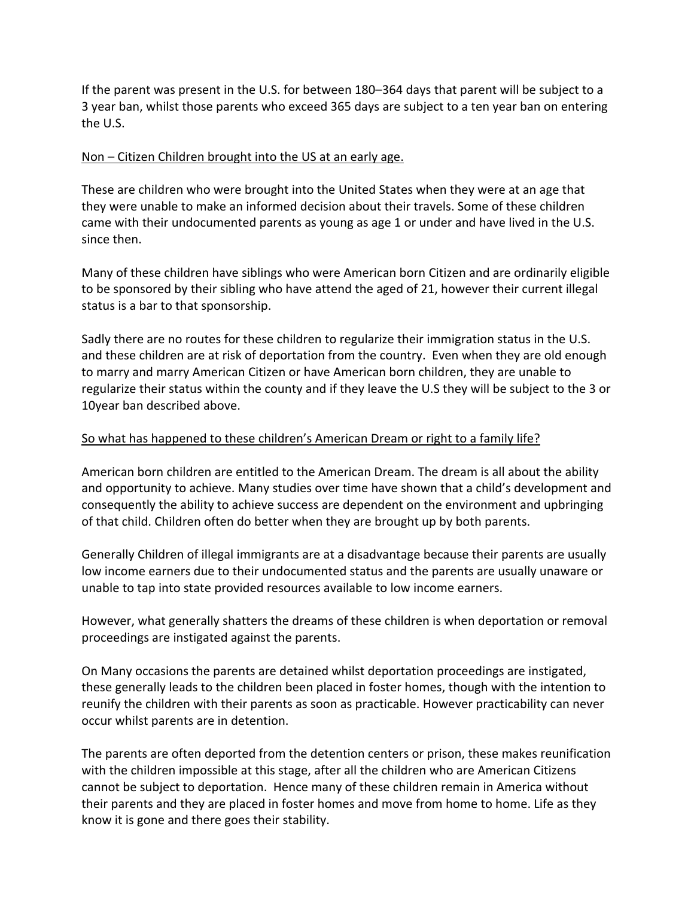If the parent was present in the U.S. for between 180–364 days that parent will be subject to a 3 year ban, whilst those parents who exceed 365 days are subject to a ten year ban on entering the U.S.

<u>Non – Citizen Children brought into the US at an early age.</u>

These are children who were brought into the United States when they were at an age that they were unable to make an informed decision about their travels. Some of these children came with their undocumented parents as young as age 1 or under and have lived in the U.S. since then.

Many of these children have siblings who were American born Citizen and are ordinarily eligible to be sponsored by their sibling who have attend the aged of 21, however their current illegal status is a bar to that sponsorship.

Sadly there are no routes for these children to regularize their immigration status in the U.S. and these children are at risk of deportation from the country. Even when they are old enough to marry and marry American Citizen or have American born children, they are unable to regularize their status within the county and if they leave the U.S they will be subject to the 3 or 10year ban described above.

<u>So what has happened to these children's American Dream or right to a family life?</u>

American born children are entitled to the American Dream. The dream is all about the ability and opportunity to achieve. Many studies over time have shown that a child's development and consequently the ability to achieve success are dependent on the environment and upbringing of that child. Children often do better when they are brought up by both parents.

Generally Children of illegal immigrants are at a disadvantage because their parents are usually low income earners due to their undocumented status and the parents are usually unaware or unable to tap into state provided resources available to low income earners.

However, what generally shatters the dreams of these children is when deportation or removal proceedings are instigated against the parents.

On Many occasions the parents are detained whilst deportation proceedings are instigated, these generally leads to the children been placed in foster homes, though with the intention to reunify the children with their parents as soon as practicable. However practicability can never occur whilst parents are in detention.

The parents are often deported from the detention centers or prison, these makes reunification with the children impossible at this stage, after all the children who are American Citizens cannot be subject to deportation. Hence many of these children remain in America without their parents and they are placed in foster homes and move from home to home. Life as they know it is gone and there goes their stability.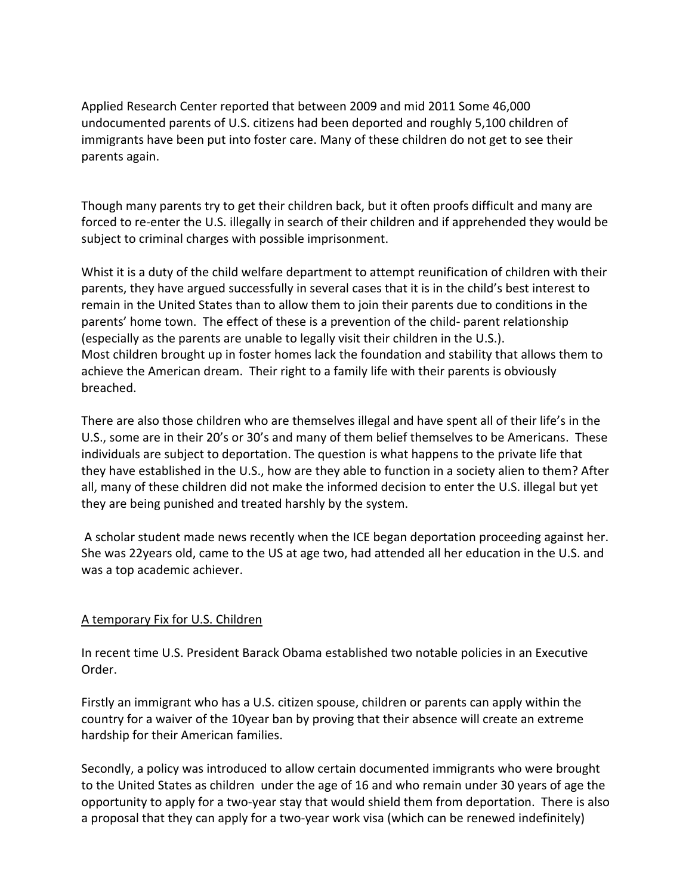Applied Research Center reported that between 2009 and mid 2011 Some 46,000 undocumented parents of U.S. citizens had been deported and roughly 5,100 children of immigrants have been put into foster care. Many of these children do not get to see their parents again.

Though many parents try to get their children back, but it often proofs difficult and many are forced to re-enter the U.S. illegally in search of their children and if apprehended they would be subject to criminal charges with possible imprisonment.

Whist it is a duty of the child welfare department to attempt reunification of children with their parents, they have argued successfully in several cases that it is in the child's best interest to remain in the United States than to allow them to join their parents due to conditions in the parents' home town. The effect of these is a prevention of the child- parent relationship (especially as the parents are unable to legally visit their children in the U.S.). Most children brought up in foster homes lack the foundation and stability that allows them to achieve the American dream. Their right to a family life with their parents is obviously breached.

There are also those children who are themselves illegal and have spent all of their life's in the U.S., some are in their 20's or 30's and many of them belief themselves to be Americans. These individuals are subject to deportation. The question is what happens to the private life that they have established in the U.S., how are they able to function in a society alien to them? After all, many of these children did not make the informed decision to enter the U.S. illegal but yet they are being punished and treated harshly by the system.

A scholar student made news recently when the ICE began deportation proceeding against her. She was 22years old, came to the US at age two, had attended all her education in the U.S. and was a top academic achiever.

<u>A temporary Fix for U.S. Children</u>

In recent time U.S. President Barack Obama established two notable policies in an Executive Order.

Firstly an immigrant who has a U.S. citizen spouse, children or parents can apply within the country for a waiver of the 10year ban by proving that their absence will create an extreme hardship for their American families.

Secondly, a policy was introduced to allow certain documented immigrants who were brought to the United States as children under the age of 16 and who remain under 30 years of age the opportunity to apply for a two-year stay that would shield them from deportation. There is also a proposal that they can apply for a two-year work visa (which can be renewed indefinitely)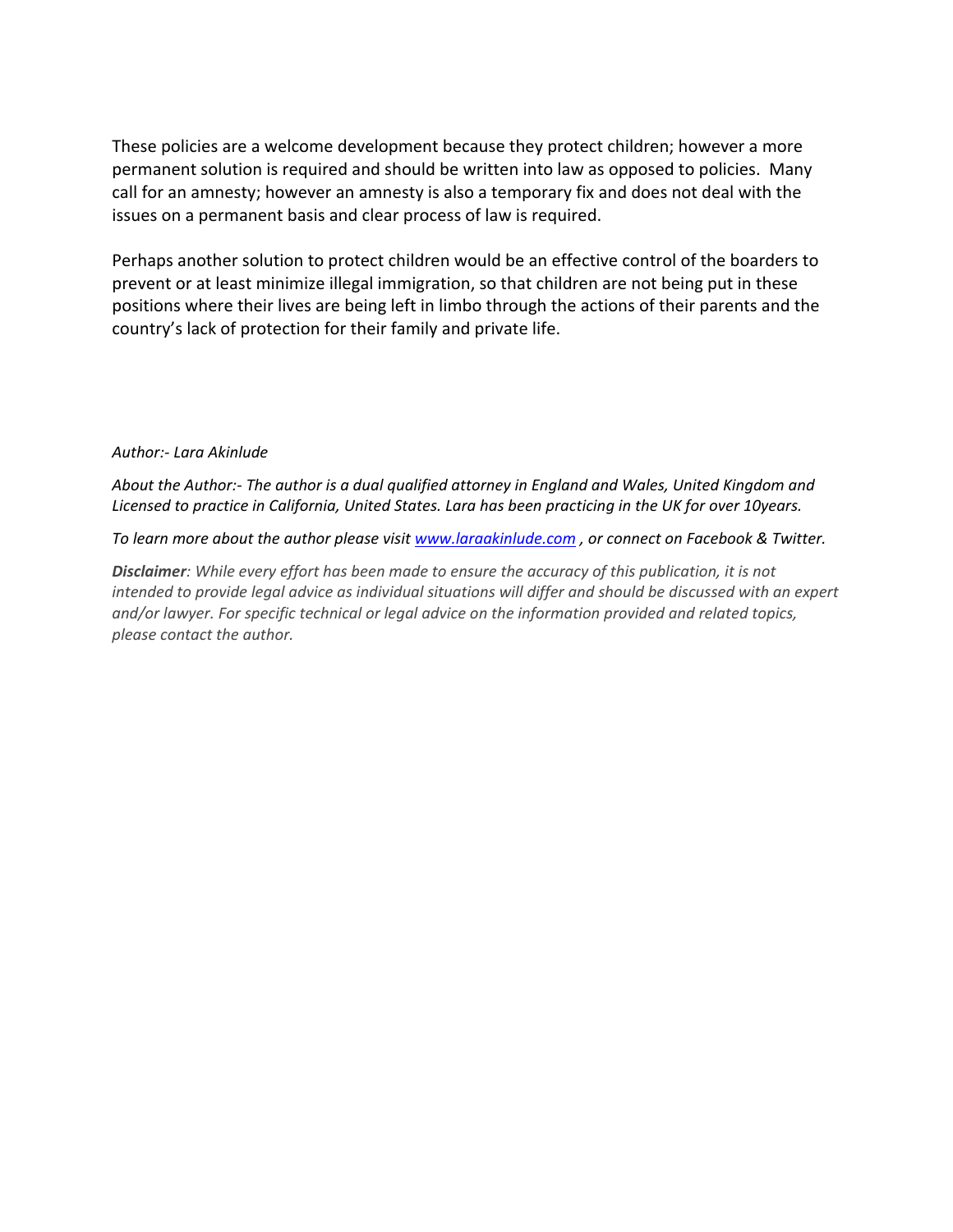These policies are a welcome development because they protect children; however a more permanent solution is required and should be written into law as opposed to policies. Many call for an amnesty; however an amnesty is also a temporary fix and does not deal with the issues on a permanent basis and clear process of law is required.

Perhaps another solution to protect children would be an effective control of the boarders to prevent or at least minimize illegal immigration, so that children are not being put in these positions where their lives are being left in limbo through the actions of their parents and the country's lack of protection for their family and private life.

*Author:- Lara Akinlude*

*About the Author:- The author is a dual qualified attorney in England and Wales, United Kingdom and Licensed to practice in California, United States. Lara has been practicing in the UK for over 10years.*

*To learn more about the author please visit [www.laraakinlude.com](http://www.laraakinlude.com) , or connect on Facebook & Twitter.*

***Disclaimer**: While every effort has been made to ensure the accuracy of this publication, it is not intended to provide legal advice as individual situations will differ and should be discussed with an expert and/or lawyer. For specific technical or legal advice on the information provided and related topics, please contact the author.*